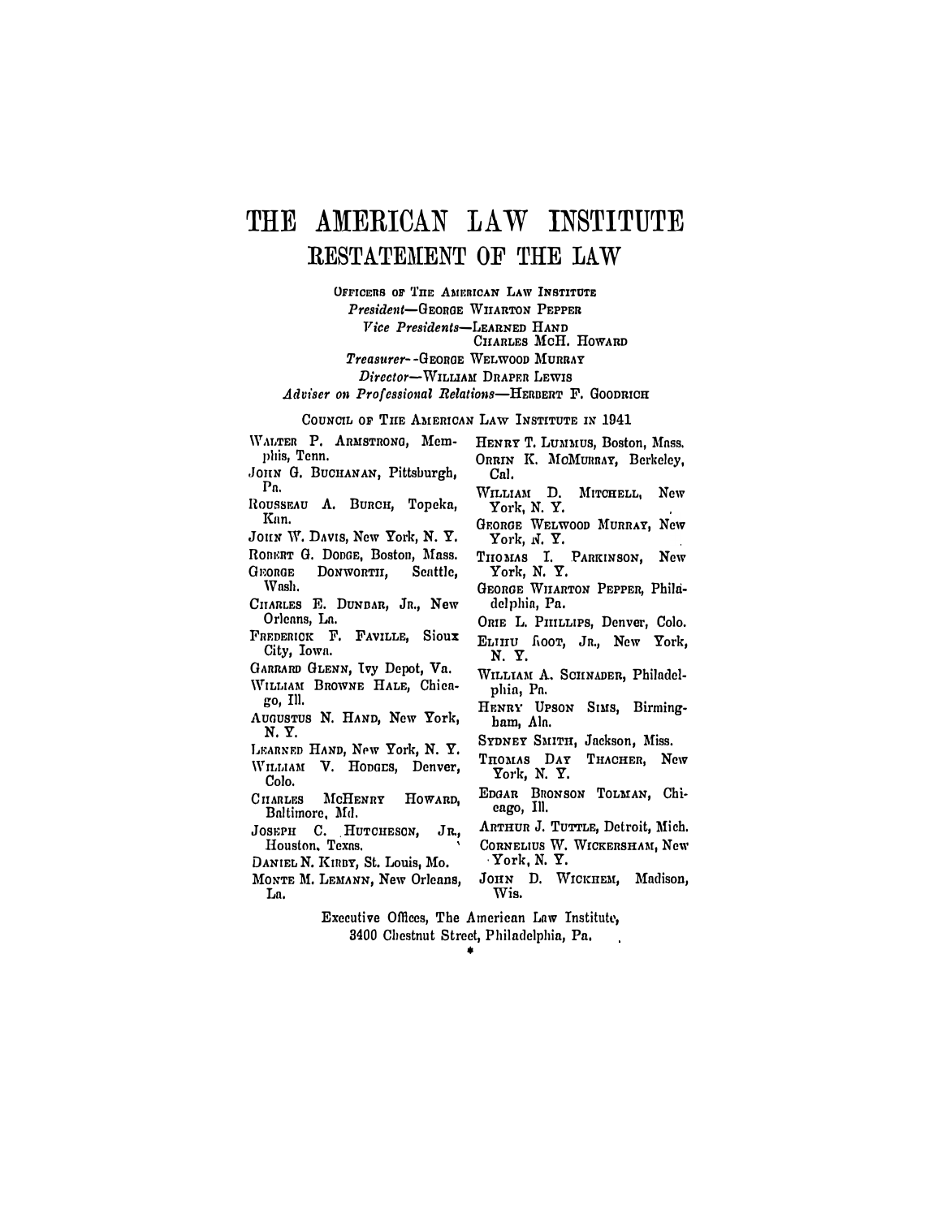# THE AMERICAN LAW INSTITUTE

## RESTATEMENT OF THE LAW

OFFICERS OF THE AMERICAN LAW INSTITUTE

*President*—GEORGE WHARTON PEPPER

*Vice Presidents*—LEARNED HAND
CHARLES McH. HOWARD

*Treasurer*—GEORGE WELWOOD MURRAY

*Director*—WILLIAM DRAPER LEWIS

*Adviser on Professional Relations*—HERBERT F. GOODRICH

COUNCIL OF THE AMERICAN LAW INSTITUTE IN 1941

WALTER P. ARMSTRONG, Memphis, Tenn.
JOHN G. BUCHANAN, Pittsburgh, Pa.
ROUSSEAU A. BURCH, Topeka, Kan.
JOHN W. DAVIS, New York, N. Y.
ROBERT G. DODGE, Boston, Mass.
GEORGE DONWORTH, Seattle, Wash.
CHARLES E. DUNBAR, JR., New Orleans, La.
FREDERICK F. FAVILLE, Sioux City, Iowa.
GARRARD GLENN, Ivy Depot, Va.
WILLIAM BROWNE HALE, Chicago, Ill.
AUGUSTUS N. HAND, New York, N. Y.
LEARNED HAND, New York, N. Y.
WILLIAM V. HODGES, Denver, Colo.
CHARLES MCHENRY HOWARD, Baltimore, Md.
JOSEPH C. HUTCHESON, JR., Houston, Texas.
DANIEL N. KIRBY, St. Louis, Mo.
MONTE M. LEMANN, New Orleans, La.
HENRY T. LUMMUS, Boston, Mass.
ORRIN K. McMURRAY, Berkeley, Cal.
WILLIAM D. MITCHELL, New York, N. Y.
GEORGE WELWOOD MURRAY, New York, N. Y.
THOMAS I. PARKINSON, New York, N. Y.
GEORGE WHARTON PEPPER, Philadelphia, Pa.
ORIE L. PHILLIPS, Denver, Colo.
ELIHU ROOT, JR., New York, N. Y.
WILLIAM A. SCHNADER, Philadelphia, Pa.
HENRY UPSON SIMS, Birmingham, Ala.
SYDNEY SMITH, Jackson, Miss.
THOMAS DAY THACHER, New York, N. Y.
EDGAR BRONSON TOLMAN, Chicago, Ill.
ARTHUR J. TUTTLE, Detroit, Mich.
CORNELIUS W. WICKERSHAM, New York, N. Y.
JOHN D. WICKHEM, Madison, Wis.

Executive Offices, The American Law Institute,
3400 Chestnut Street, Philadelphia, Pa.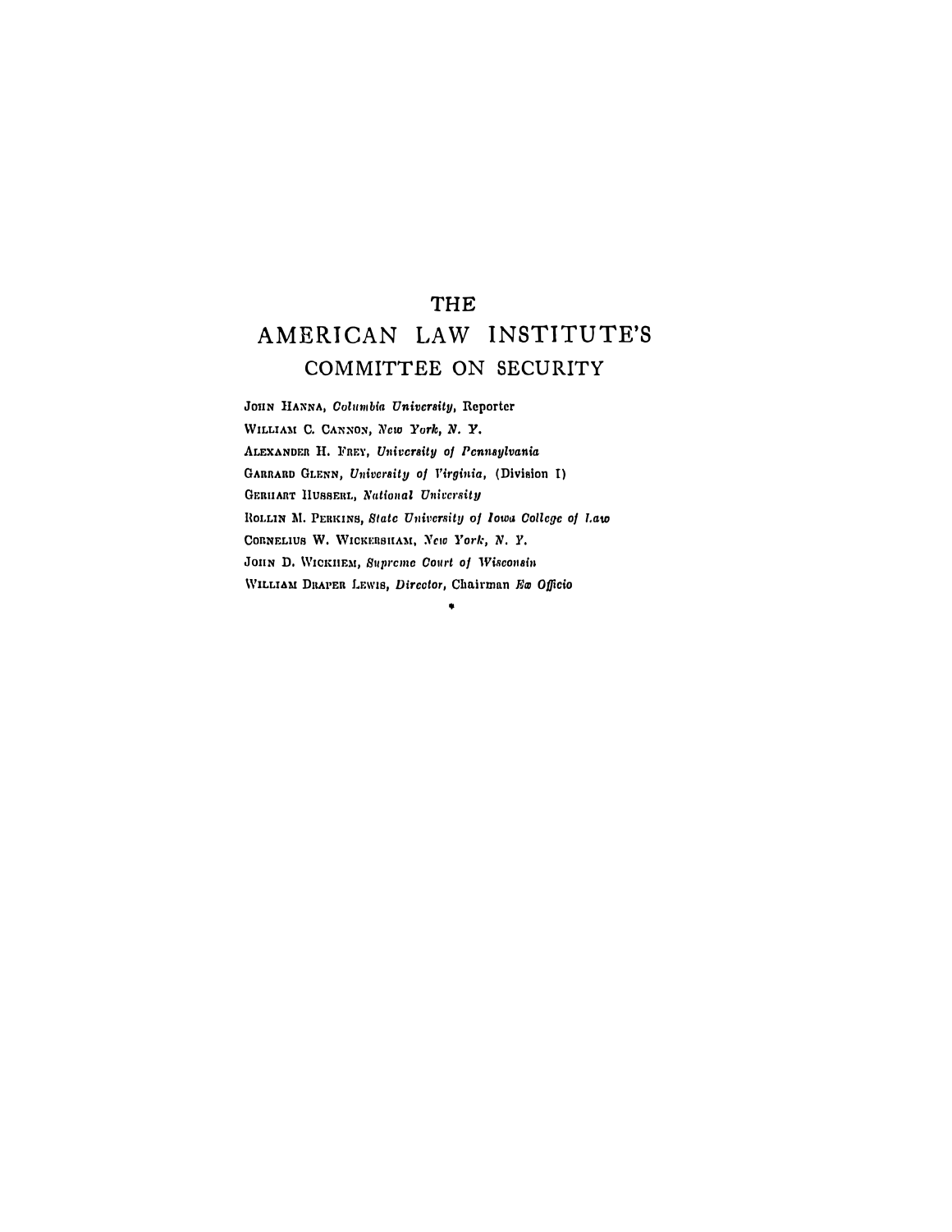# THE AMERICAN LAW INSTITUTE'S COMMITTEE ON SECURITY

JOHN HANNA, *Columbia University*, Reporter

WILLIAM C. CANNON, *New York, N. Y.*

ALEXANDER H. FREY, *University of Pennsylvania*

GARRARD GLENN, *University of Virginia*, (Division I)

GERHART HUSSERL, *National University*

ROLLIN M. PERKINS, *State University of Iowa College of Law*

CORNELIUS W. WICKERSHAM, *New York, N. Y.*

JOHN D. WICKHEM, *Supreme Court of Wisconsin*

WILLIAM DRAPER LEWIS, *Director*, Chairman *Ex Officio*